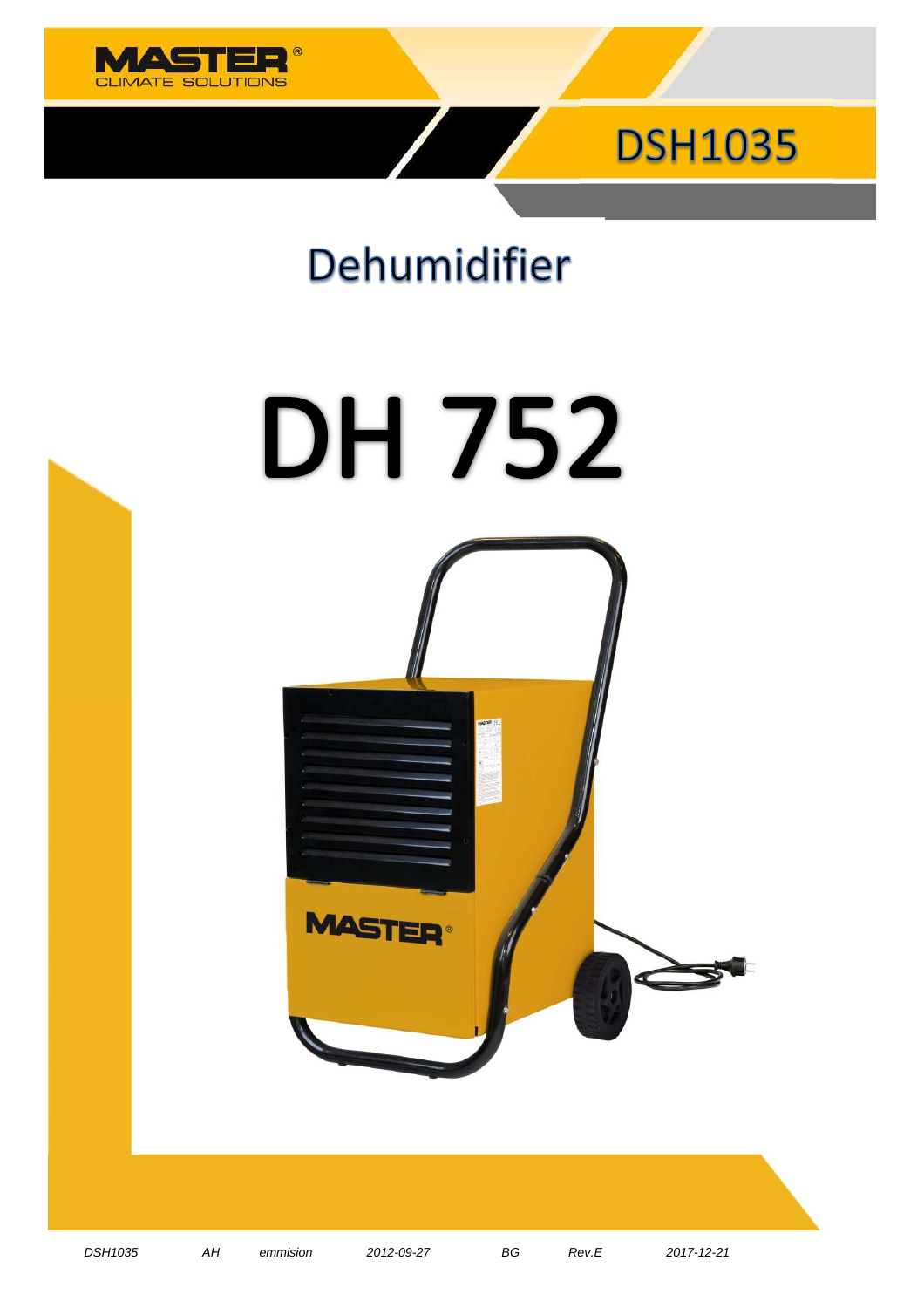MASTER®
CLIMATE SOLUTIONS

DSH1035

# Dehumidifier

# DH 752

| | | | | | | |
|---|---|---|---|---|---|---|
| DSH1035 | AH | emmision | 2012-09-27 | BG | Rev.E | 2017-12-21 |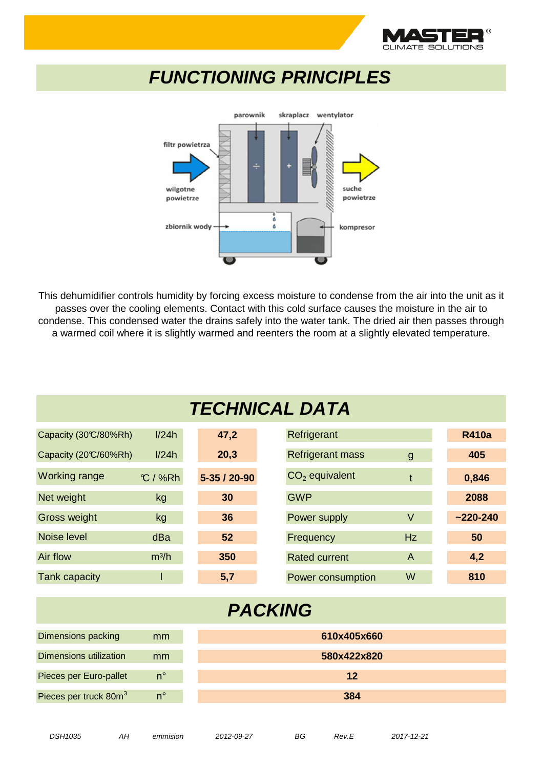# FUNCTIONING PRINCIPLES

parownik
skraplacz
wentylator
filtr powietrza
wilgotne powietrze
suche powietrze
zbiornik wody
kompresor

This dehumidifier controls humidity by forcing excess moisture to condense from the air into the unit as it passes over the cooling elements. Contact with this cold surface causes the moisture in the air to condense. This condensed water the drains safely into the water tank. The dried air then passes through a warmed coil where it is slightly warmed and reenters the room at a slightly elevated temperature.

# TECHNICAL DATA

| | | | | | |
|---|---|---|---|---|---|
| Capacity (30℃/80%Rh) | l/24h | 47,2 | Refrigerant | | R410a |
| Capacity (20℃/60%Rh) | l/24h | 20,3 | Refrigerant mass | g | 405 |
| Working range | ℃ / %Rh | 5-35 / 20-90 | $CO_2$ equivalent | t | 0,846 |
| Net weight | kg | 30 | GWP | | 2088 |
| Gross weight | kg | 36 | Power supply | V | ~220-240 |
| Noise level | dBa | 52 | Frequency | Hz | 50 |
| Air flow | m³/h | 350 | Rated current | A | 4,2 |
| Tank capacity | l | 5,7 | Power consumption | W | 810 |

# PACKING

| | | |
|---|---|---|
| Dimensions packing | mm | 610x405x660 |
| Dimensions utilization | mm | 580x422x820 |
| Pieces per Euro-pallet | n° | 12 |
| Pieces per truck 80m$^3$ | n° | 384 |

*DSH1035 AH emmision 2012-09-27 BG Rev.E 2017-12-21*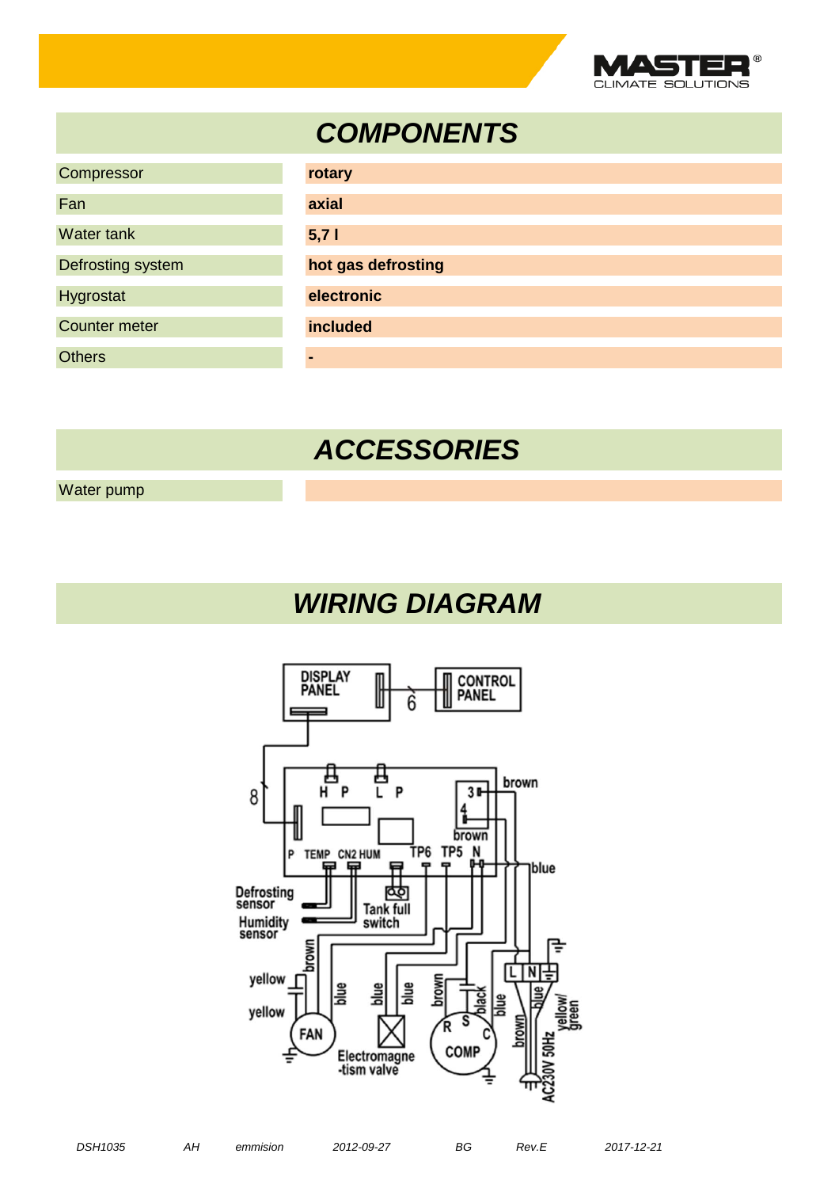## COMPONENTS

| | |
|---|---|
| Compressor | **rotary** |
| Fan | **axial** |
| Water tank | **5,7 l** |
| Defrosting system | **hot gas defrosting** |
| Hygrostat | **electronic** |
| Counter meter | **included** |
| Others | **-** |

## ACCESSORIES

| | |
|---|---|
| Water pump | |

## WIRING DIAGRAM

DISPLAY PANEL
CONTROL PANEL
6
8
H P
L P
3
4
brown
brown
P TEMP CN2 HUM TP6 TP5 N
blue
Defrosting sensor
Humidity sensor
Tank full switch
brown
yellow
yellow
blue
blue
blue
brown
black
blue
L N
blue
yellow/ green
FAN
Electromagne -tism valve
R S C
COMP
brown
AC230V 50Hz

DSH1035 AH emmision 2012-09-27 BG Rev.E 2017-12-21